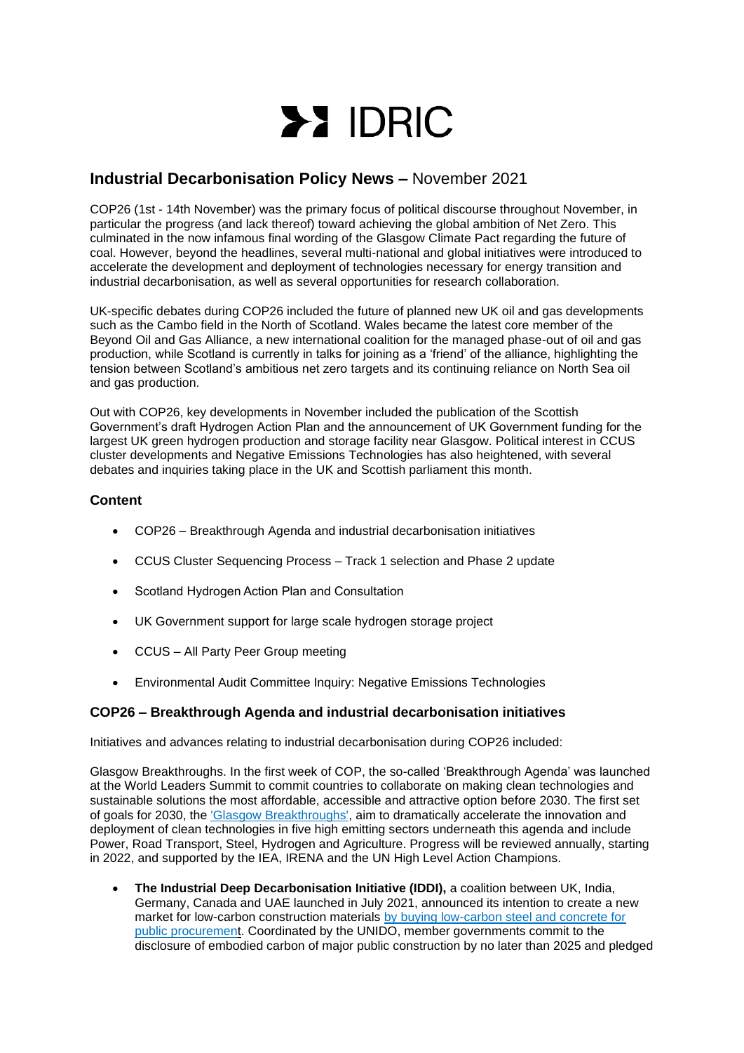# IDRIC

## **Industrial Decarbonisation Policy News –** November 2021

COP26 (1st - 14th November) was the primary focus of political discourse throughout November, in particular the progress (and lack thereof) toward achieving the global ambition of Net Zero. This culminated in the now infamous final wording of the Glasgow Climate Pact regarding the future of coal. However, beyond the headlines, several multi-national and global initiatives were introduced to accelerate the development and deployment of technologies necessary for energy transition and industrial decarbonisation, as well as several opportunities for research collaboration.

UK-specific debates during COP26 included the future of planned new UK oil and gas developments such as the Cambo field in the North of Scotland. Wales became the latest core member of the Beyond Oil and Gas Alliance, a new international coalition for the managed phase-out of oil and gas production, while Scotland is currently in talks for joining as a 'friend' of the alliance, highlighting the tension between Scotland's ambitious net zero targets and its continuing reliance on North Sea oil and gas production.

Out with COP26, key developments in November included the publication of the Scottish Government's draft Hydrogen Action Plan and the announcement of UK Government funding for the largest UK green hydrogen production and storage facility near Glasgow. Political interest in CCUS cluster developments and Negative Emissions Technologies has also heightened, with several debates and inquiries taking place in the UK and Scottish parliament this month.

### Content

- COP26 – Breakthrough Agenda and industrial decarbonisation initiatives
- CCUS Cluster Sequencing Process – Track 1 selection and Phase 2 update
- Scotland Hydrogen Action Plan and Consultation
- UK Government support for large scale hydrogen storage project
- CCUS – All Party Peer Group meeting
- Environmental Audit Committee Inquiry: Negative Emissions Technologies

### COP26 – Breakthrough Agenda and industrial decarbonisation initiatives

Initiatives and advances relating to industrial decarbonisation during COP26 included:

Glasgow Breakthroughs. In the first week of COP, the so-called 'Breakthrough Agenda' was launched at the World Leaders Summit to commit countries to collaborate on making clean technologies and sustainable solutions the most affordable, accessible and attractive option before 2030. The first set of goals for 2030, the 'Glasgow Breakthroughs', aim to dramatically accelerate the innovation and deployment of clean technologies in five high emitting sectors underneath this agenda and include Power, Road Transport, Steel, Hydrogen and Agriculture. Progress will be reviewed annually, starting in 2022, and supported by the IEA, IRENA and the UN High Level Action Champions.

- **The Industrial Deep Decarbonisation Initiative (IDDI),** a coalition between UK, India, Germany, Canada and UAE launched in July 2021, announced its intention to create a new market for low-carbon construction materials by buying low-carbon steel and concrete for public procurement. Coordinated by the UNIDO, member governments commit to the disclosure of embodied carbon of major public construction by no later than 2025 and pledged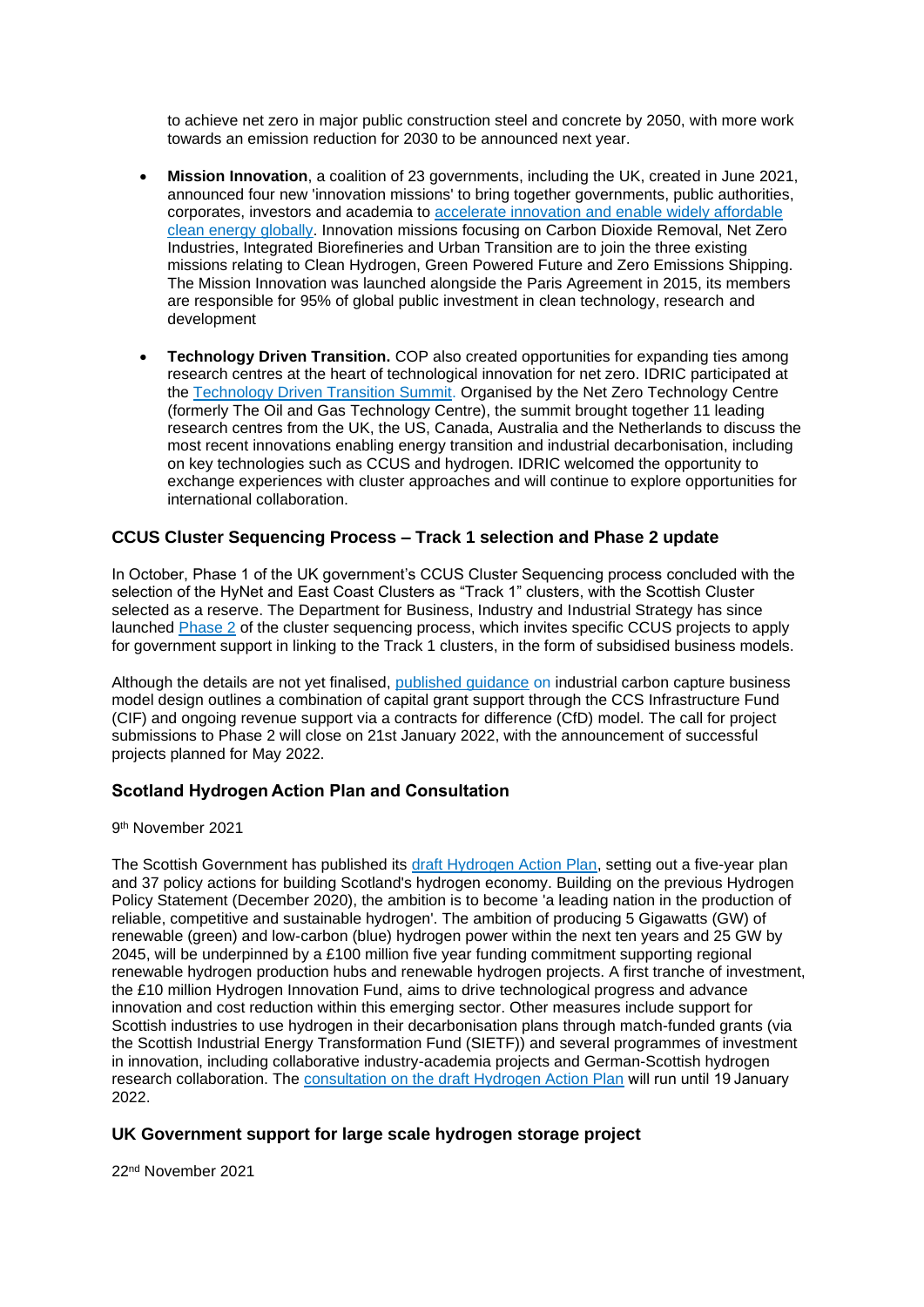to achieve net zero in major public construction steel and concrete by 2050, with more work towards an emission reduction for 2030 to be announced next year.

- **Mission Innovation**, a coalition of 23 governments, including the UK, created in June 2021, announced four new 'innovation missions' to bring together governments, public authorities, corporates, investors and academia to accelerate innovation and enable widely affordable clean energy globally. Innovation missions focusing on Carbon Dioxide Removal, Net Zero Industries, Integrated Biorefineries and Urban Transition are to join the three existing missions relating to Clean Hydrogen, Green Powered Future and Zero Emissions Shipping. The Mission Innovation was launched alongside the Paris Agreement in 2015, its members are responsible for 95% of global public investment in clean technology, research and development

- **Technology Driven Transition.** COP also created opportunities for expanding ties among research centres at the heart of technological innovation for net zero. IDRIC participated at the Technology Driven Transition Summit. Organised by the Net Zero Technology Centre (formerly The Oil and Gas Technology Centre), the summit brought together 11 leading research centres from the UK, the US, Canada, Australia and the Netherlands to discuss the most recent innovations enabling energy transition and industrial decarbonisation, including on key technologies such as CCUS and hydrogen. IDRIC welcomed the opportunity to exchange experiences with cluster approaches and will continue to explore opportunities for international collaboration.

### CCUS Cluster Sequencing Process – Track 1 selection and Phase 2 update

In October, Phase 1 of the UK government's CCUS Cluster Sequencing process concluded with the selection of the HyNet and East Coast Clusters as "Track 1" clusters, with the Scottish Cluster selected as a reserve. The Department for Business, Industry and Industrial Strategy has since launched Phase 2 of the cluster sequencing process, which invites specific CCUS projects to apply for government support in linking to the Track 1 clusters, in the form of subsidised business models.

Although the details are not yet finalised, published guidance on industrial carbon capture business model design outlines a combination of capital grant support through the CCS Infrastructure Fund (CIF) and ongoing revenue support via a contracts for difference (CfD) model. The call for project submissions to Phase 2 will close on 21st January 2022, with the announcement of successful projects planned for May 2022.

### Scotland Hydrogen Action Plan and Consultation

9th November 2021

The Scottish Government has published its draft Hydrogen Action Plan, setting out a five-year plan and 37 policy actions for building Scotland's hydrogen economy. Building on the previous Hydrogen Policy Statement (December 2020), the ambition is to become 'a leading nation in the production of reliable, competitive and sustainable hydrogen'. The ambition of producing 5 Gigawatts (GW) of renewable (green) and low-carbon (blue) hydrogen power within the next ten years and 25 GW by 2045, will be underpinned by a £100 million five year funding commitment supporting regional renewable hydrogen production hubs and renewable hydrogen projects. A first tranche of investment, the £10 million Hydrogen Innovation Fund, aims to drive technological progress and advance innovation and cost reduction within this emerging sector. Other measures include support for Scottish industries to use hydrogen in their decarbonisation plans through match-funded grants (via the Scottish Industrial Energy Transformation Fund (SIETF)) and several programmes of investment in innovation, including collaborative industry-academia projects and German-Scottish hydrogen research collaboration. The consultation on the draft Hydrogen Action Plan will run until 19 January 2022.

### UK Government support for large scale hydrogen storage project

22nd November 2021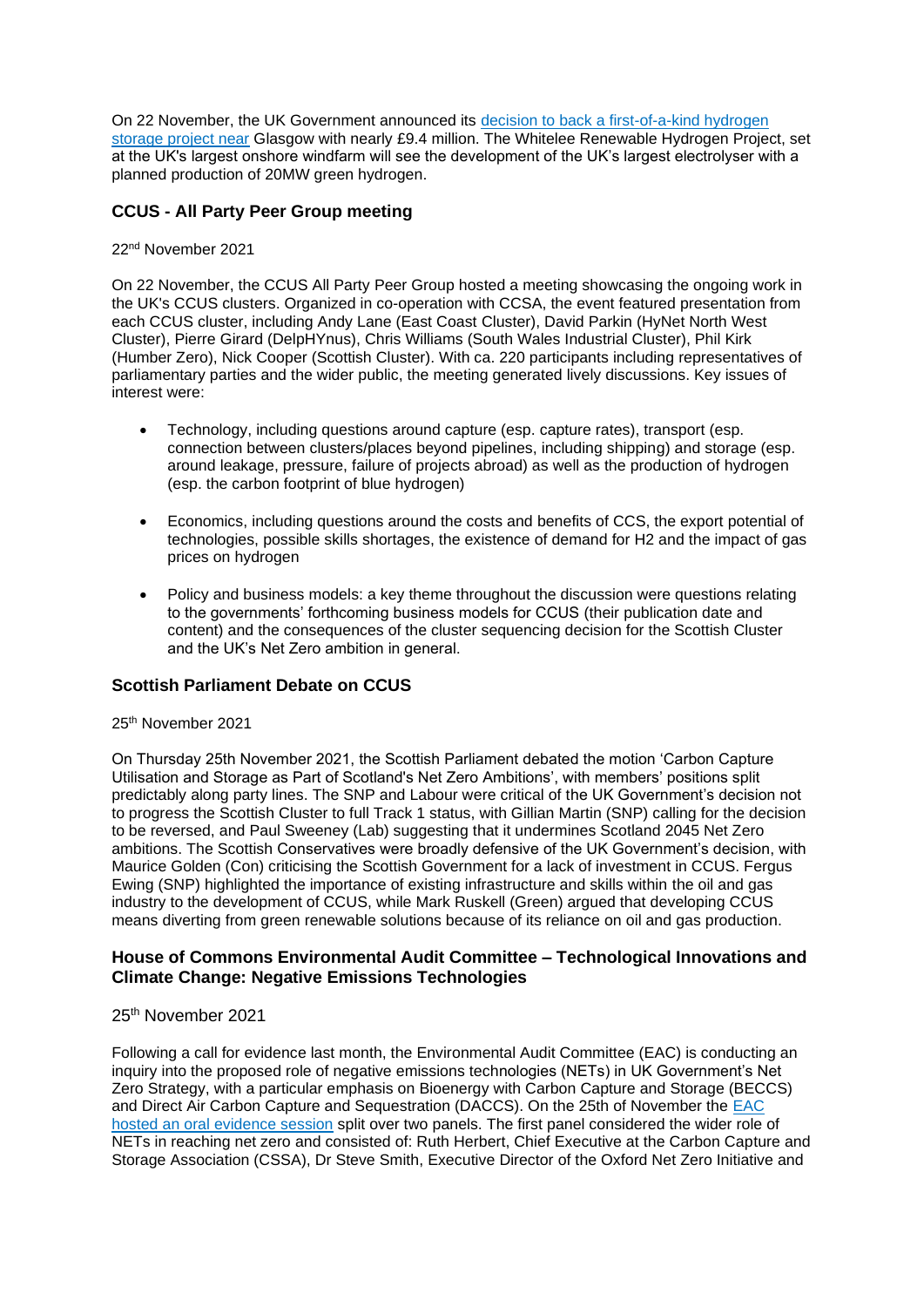On 22 November, the UK Government announced its [decision to back a first-of-a-kind hydrogen storage project near](#) Glasgow with nearly £9.4 million. The Whitelee Renewable Hydrogen Project, set at the UK's largest onshore windfarm will see the development of the UK's largest electrolyser with a planned production of 20MW green hydrogen.

### CCUS - All Party Peer Group meeting

22nd November 2021

On 22 November, the CCUS All Party Peer Group hosted a meeting showcasing the ongoing work in the UK's CCUS clusters. Organized in co-operation with CCSA, the event featured presentation from each CCUS cluster, including Andy Lane (East Coast Cluster), David Parkin (HyNet North West Cluster), Pierre Girard (DelpHYnus), Chris Williams (South Wales Industrial Cluster), Phil Kirk (Humber Zero), Nick Cooper (Scottish Cluster). With ca. 220 participants including representatives of parliamentary parties and the wider public, the meeting generated lively discussions. Key issues of interest were:

- Technology, including questions around capture (esp. capture rates), transport (esp. connection between clusters/places beyond pipelines, including shipping) and storage (esp. around leakage, pressure, failure of projects abroad) as well as the production of hydrogen (esp. the carbon footprint of blue hydrogen)

- Economics, including questions around the costs and benefits of CCS, the export potential of technologies, possible skills shortages, the existence of demand for H2 and the impact of gas prices on hydrogen

- Policy and business models: a key theme throughout the discussion were questions relating to the governments' forthcoming business models for CCUS (their publication date and content) and the consequences of the cluster sequencing decision for the Scottish Cluster and the UK's Net Zero ambition in general.

### Scottish Parliament Debate on CCUS

25th November 2021

On Thursday 25th November 2021, the Scottish Parliament debated the motion 'Carbon Capture Utilisation and Storage as Part of Scotland's Net Zero Ambitions', with members' positions split predictably along party lines. The SNP and Labour were critical of the UK Government's decision not to progress the Scottish Cluster to full Track 1 status, with Gillian Martin (SNP) calling for the decision to be reversed, and Paul Sweeney (Lab) suggesting that it undermines Scotland 2045 Net Zero ambitions. The Scottish Conservatives were broadly defensive of the UK Government's decision, with Maurice Golden (Con) criticising the Scottish Government for a lack of investment in CCUS. Fergus Ewing (SNP) highlighted the importance of existing infrastructure and skills within the oil and gas industry to the development of CCUS, while Mark Ruskell (Green) argued that developing CCUS means diverting from green renewable solutions because of its reliance on oil and gas production.

### House of Commons Environmental Audit Committee – Technological Innovations and Climate Change: Negative Emissions Technologies

25th November 2021

Following a call for evidence last month, the Environmental Audit Committee (EAC) is conducting an inquiry into the proposed role of negative emissions technologies (NETs) in UK Government's Net Zero Strategy, with a particular emphasis on Bioenergy with Carbon Capture and Storage (BECCS) and Direct Air Carbon Capture and Sequestration (DACCS). On the 25th of November the [EAC hosted an oral evidence session](#) split over two panels. The first panel considered the wider role of NETs in reaching net zero and consisted of: Ruth Herbert, Chief Executive at the Carbon Capture and Storage Association (CSSA), Dr Steve Smith, Executive Director of the Oxford Net Zero Initiative and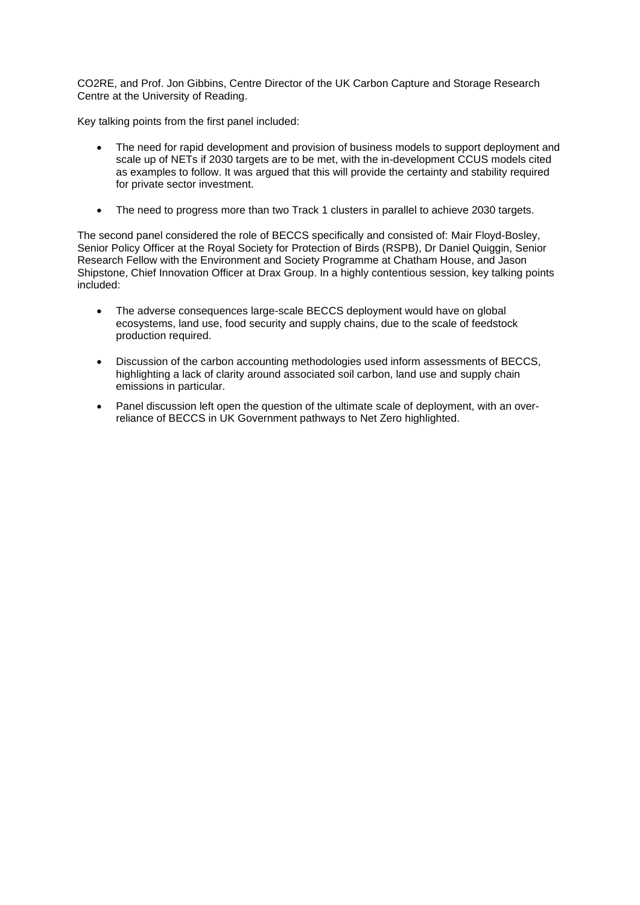CO2RE, and Prof. Jon Gibbins, Centre Director of the UK Carbon Capture and Storage Research Centre at the University of Reading.

Key talking points from the first panel included:

- The need for rapid development and provision of business models to support deployment and scale up of NETs if 2030 targets are to be met, with the in-development CCUS models cited as examples to follow. It was argued that this will provide the certainty and stability required for private sector investment.

- The need to progress more than two Track 1 clusters in parallel to achieve 2030 targets.

The second panel considered the role of BECCS specifically and consisted of: Mair Floyd-Bosley, Senior Policy Officer at the Royal Society for Protection of Birds (RSPB), Dr Daniel Quiggin, Senior Research Fellow with the Environment and Society Programme at Chatham House, and Jason Shipstone, Chief Innovation Officer at Drax Group. In a highly contentious session, key talking points included:

- The adverse consequences large-scale BECCS deployment would have on global ecosystems, land use, food security and supply chains, due to the scale of feedstock production required.

- Discussion of the carbon accounting methodologies used inform assessments of BECCS, highlighting a lack of clarity around associated soil carbon, land use and supply chain emissions in particular.

- Panel discussion left open the question of the ultimate scale of deployment, with an over-reliance of BECCS in UK Government pathways to Net Zero highlighted.